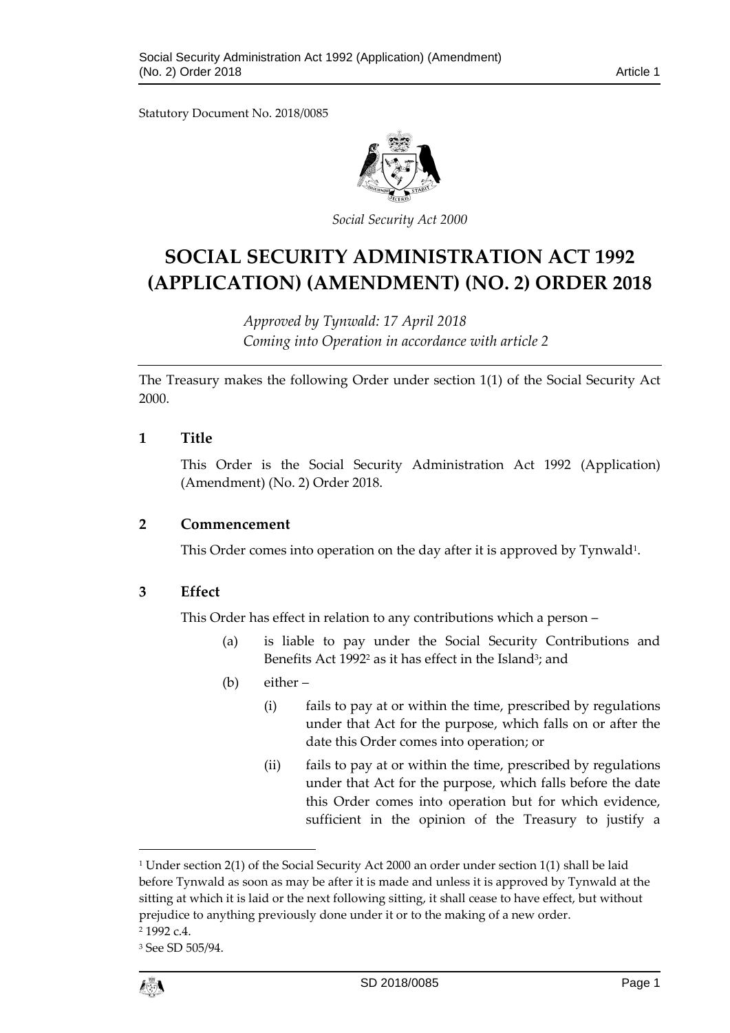Statutory Document No. 2018/0085

*Social Security Act 2000*

# SOCIAL SECURITY ADMINISTRATION ACT 1992 (APPLICATION) (AMENDMENT) (NO. 2) ORDER 2018

*Approved by Tynwald: 17 April 2018*
*Coming into Operation in accordance with article 2*

The Treasury makes the following Order under section 1(1) of the Social Security Act 2000.

## 1 Title

This Order is the Social Security Administration Act 1992 (Application) (Amendment) (No. 2) Order 2018.

## 2 Commencement

This Order comes into operation on the day after it is approved by Tynwald[1].

## 3 Effect

This Order has effect in relation to any contributions which a person –

(a) is liable to pay under the Social Security Contributions and Benefits Act 1992[2] as it has effect in the Island[3]; and

(b) either –

(i) fails to pay at or within the time, prescribed by regulations under that Act for the purpose, which falls on or after the date this Order comes into operation; or

(ii) fails to pay at or within the time, prescribed by regulations under that Act for the purpose, which falls before the date this Order comes into operation but for which evidence, sufficient in the opinion of the Treasury to justify a

---

[1] Under section 2(1) of the Social Security Act 2000 an order under section 1(1) shall be laid before Tynwald as soon as may be after it is made and unless it is approved by Tynwald at the sitting at which it is laid or the next following sitting, it shall cease to have effect, but without prejudice to anything previously done under it or to the making of a new order.

[2] 1992 c.4.

[3] See SD 505/94.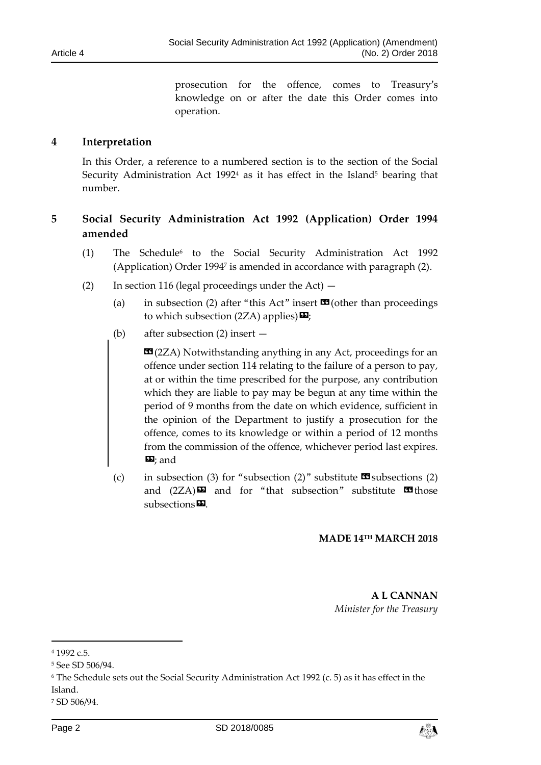prosecution for the offence, comes to Treasury's knowledge on or after the date this Order comes into operation.

## 4 Interpretation

In this Order, a reference to a numbered section is to the section of the Social Security Administration Act 1992[4] as it has effect in the Island[5] bearing that number.

## 5 Social Security Administration Act 1992 (Application) Order 1994 amended

(1) The Schedule[6] to the Social Security Administration Act 1992 (Application) Order 1994[7] is amended in accordance with paragraph (2).

(2) In section 116 (legal proceedings under the Act) —

(a) in subsection (2) after "this Act" insert «(other than proceedings to which subsection (2ZA) applies)»;

(b) after subsection (2) insert —

«(2ZA) Notwithstanding anything in any Act, proceedings for an offence under section 114 relating to the failure of a person to pay, at or within the time prescribed for the purpose, any contribution which they are liable to pay may be begun at any time within the period of 9 months from the date on which evidence, sufficient in the opinion of the Department to justify a prosecution for the offence, comes to its knowledge or within a period of 12 months from the commission of the offence, whichever period last expires. »; and

(c) in subsection (3) for "subsection (2)" substitute «subsections (2) and (2ZA)» and for "that subsection" substitute «those subsections».

**MADE 14TH MARCH 2018**

**A L CANNAN**
*Minister for the Treasury*

---

[4] 1992 c.5.

[5] See SD 506/94.

[6] The Schedule sets out the Social Security Administration Act 1992 (c. 5) as it has effect in the Island.

[7] SD 506/94.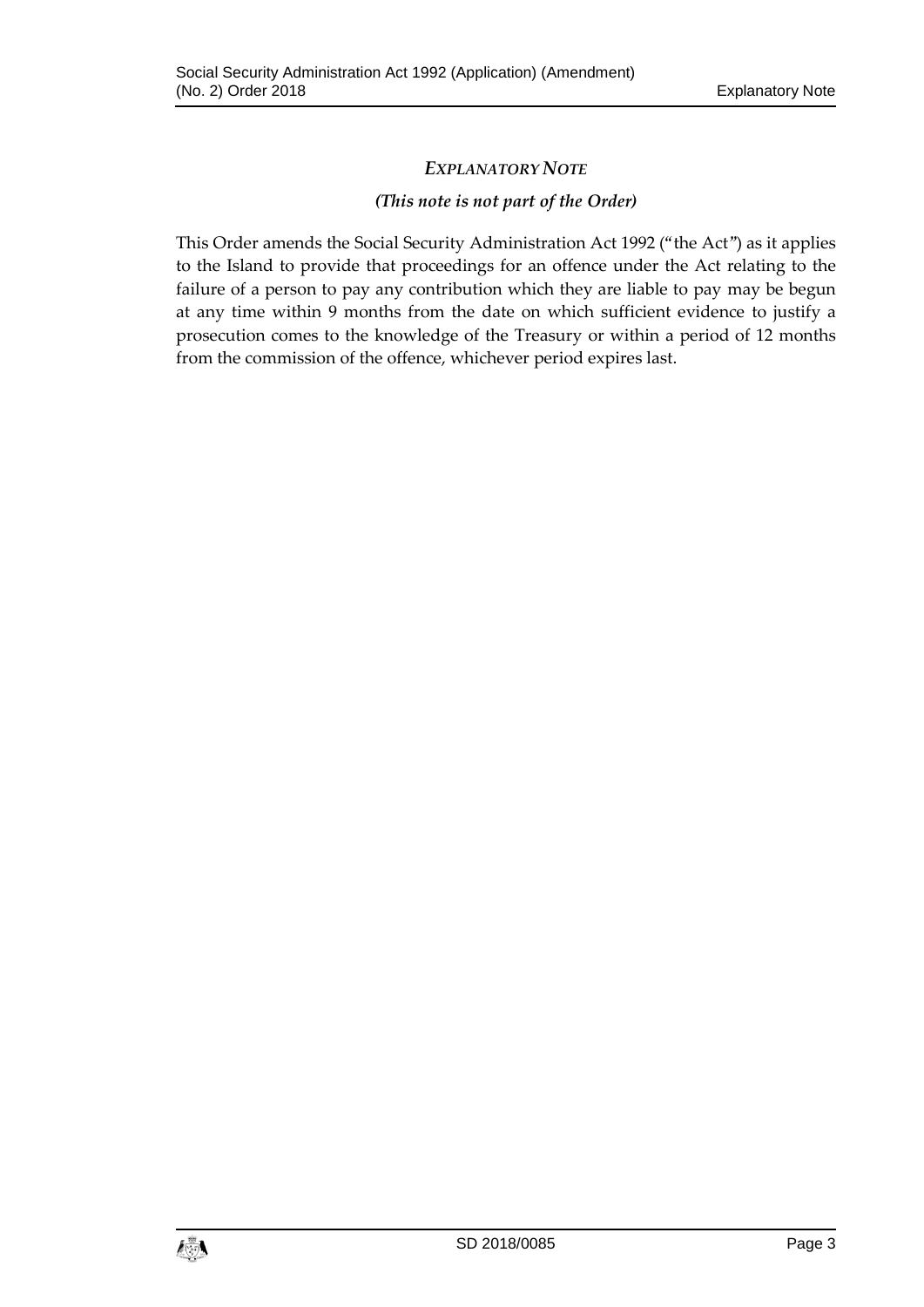## *EXPLANATORY NOTE*

***(This note is not part of the Order)***

This Order amends the Social Security Administration Act 1992 ("the Act") as it applies to the Island to provide that proceedings for an offence under the Act relating to the failure of a person to pay any contribution which they are liable to pay may be begun at any time within 9 months from the date on which sufficient evidence to justify a prosecution comes to the knowledge of the Treasury or within a period of 12 months from the commission of the offence, whichever period expires last.